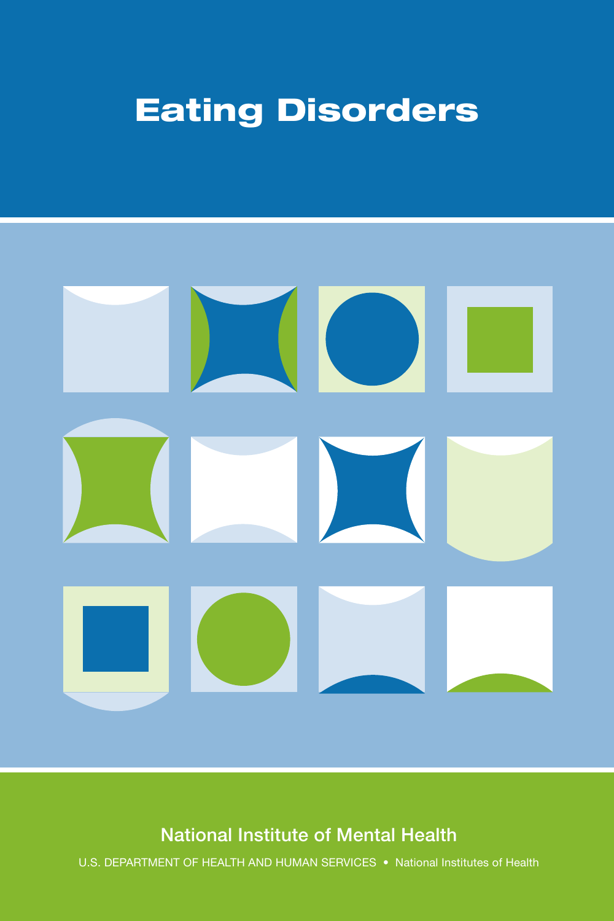# Eating Disorders

National Institute of Mental Health

U.S. DEPARTMENT OF HEALTH AND HUMAN SERVICES • National Institutes of Health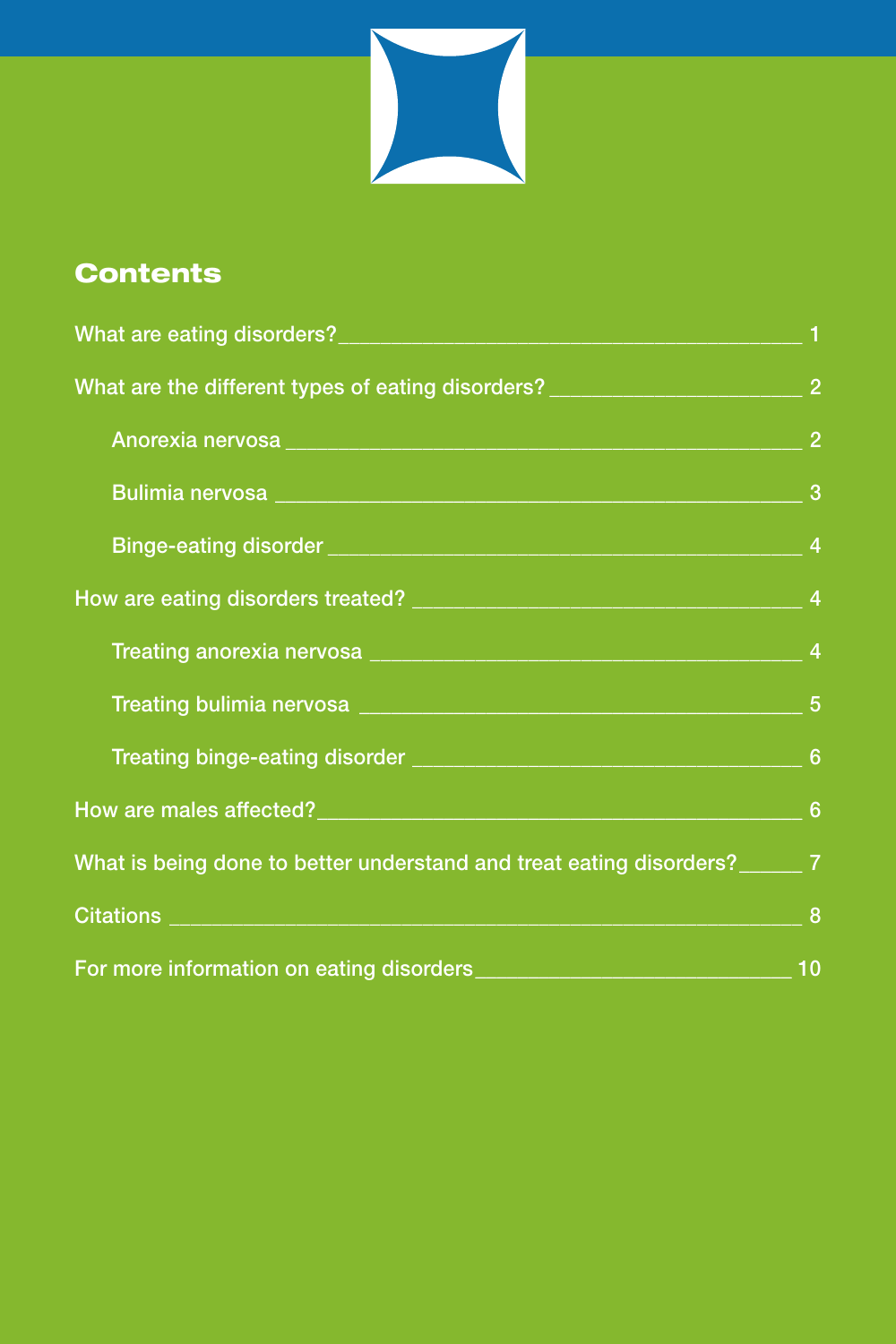## Contents

- What are eating disorders? 1
- What are the different types of eating disorders? 2
  - Anorexia nervosa 2
  - Bulimia nervosa 3
  - Binge-eating disorder 4
- How are eating disorders treated? 4
  - Treating anorexia nervosa 4
  - Treating bulimia nervosa 5
  - Treating binge-eating disorder 6
- How are males affected? 6
- What is being done to better understand and treat eating disorders? 7
- Citations 8
- For more information on eating disorders 10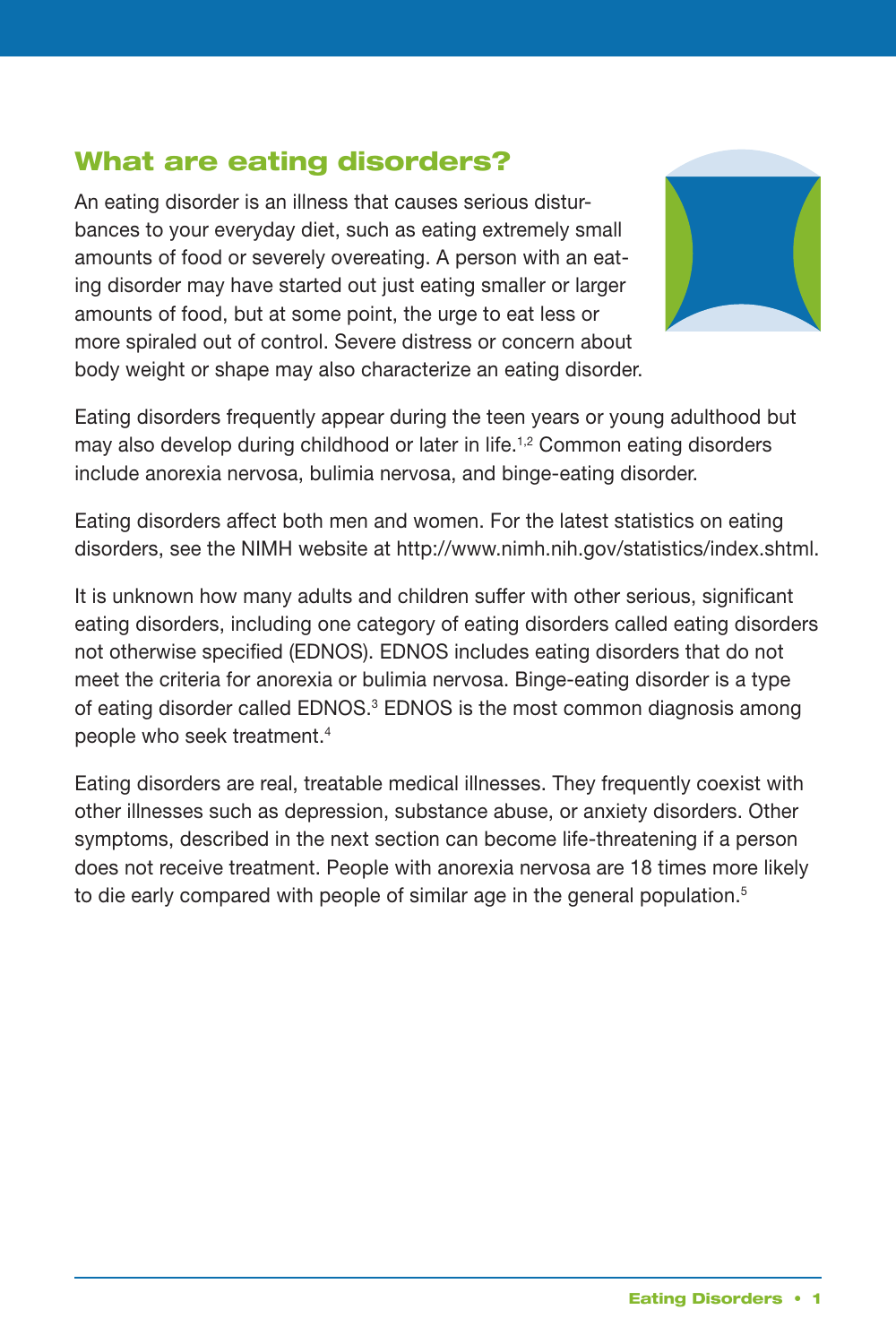## What are eating disorders?

An eating disorder is an illness that causes serious disturbances to your everyday diet, such as eating extremely small amounts of food or severely overeating. A person with an eating disorder may have started out just eating smaller or larger amounts of food, but at some point, the urge to eat less or more spiraled out of control. Severe distress or concern about body weight or shape may also characterize an eating disorder.

Eating disorders frequently appear during the teen years or young adulthood but may also develop during childhood or later in life.[1,2] Common eating disorders include anorexia nervosa, bulimia nervosa, and binge-eating disorder.

Eating disorders affect both men and women. For the latest statistics on eating disorders, see the NIMH website at http://www.nimh.nih.gov/statistics/index.shtml.

It is unknown how many adults and children suffer with other serious, significant eating disorders, including one category of eating disorders called eating disorders not otherwise specified (EDNOS). EDNOS includes eating disorders that do not meet the criteria for anorexia or bulimia nervosa. Binge-eating disorder is a type of eating disorder called EDNOS.[3] EDNOS is the most common diagnosis among people who seek treatment.[4]

Eating disorders are real, treatable medical illnesses. They frequently coexist with other illnesses such as depression, substance abuse, or anxiety disorders. Other symptoms, described in the next section can become life-threatening if a person does not receive treatment. People with anorexia nervosa are 18 times more likely to die early compared with people of similar age in the general population.[5]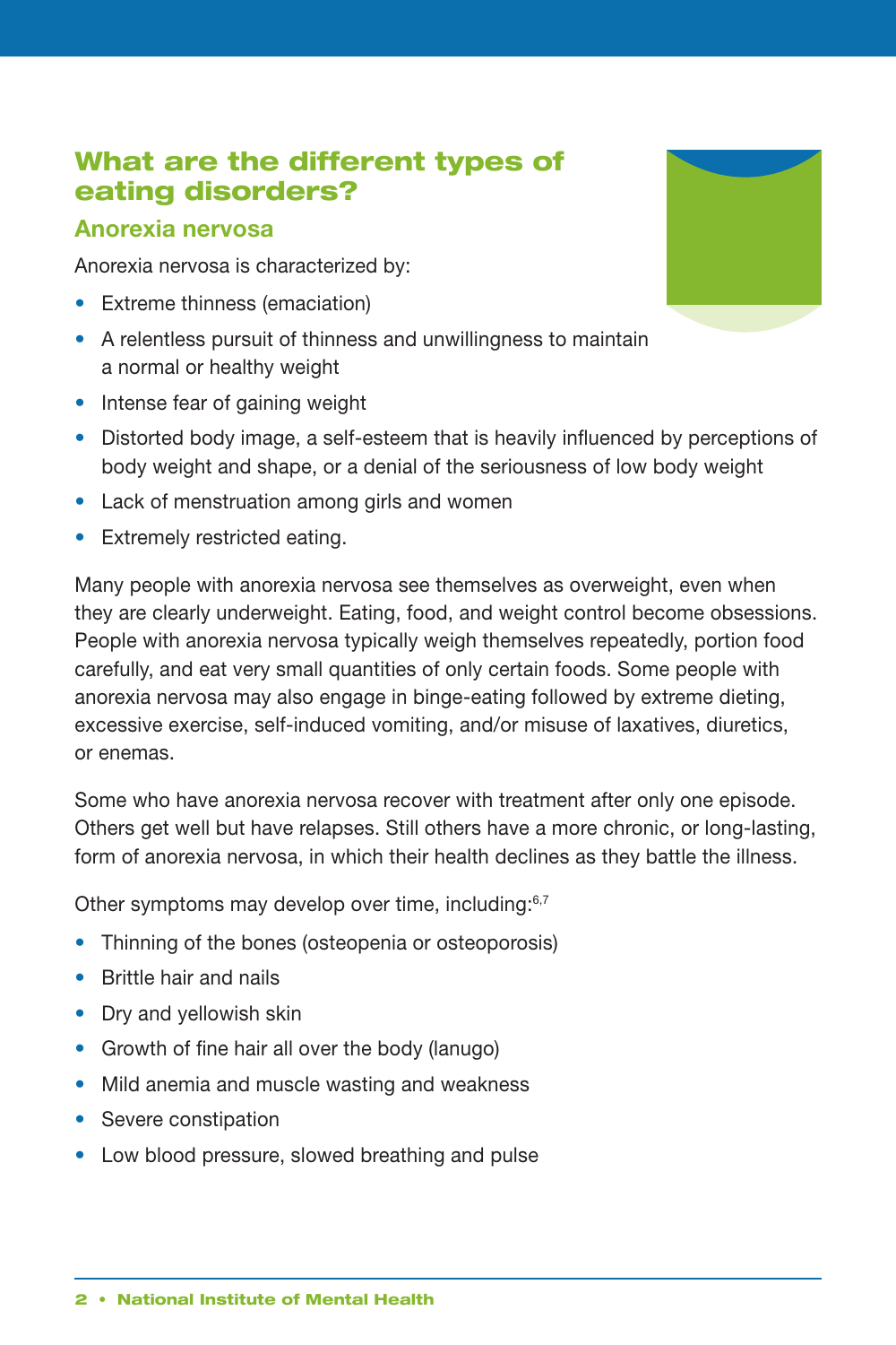## What are the different types of eating disorders?

### Anorexia nervosa

Anorexia nervosa is characterized by:

- Extreme thinness (emaciation)
- A relentless pursuit of thinness and unwillingness to maintain a normal or healthy weight
- Intense fear of gaining weight
- Distorted body image, a self-esteem that is heavily influenced by perceptions of body weight and shape, or a denial of the seriousness of low body weight
- Lack of menstruation among girls and women
- Extremely restricted eating.

Many people with anorexia nervosa see themselves as overweight, even when they are clearly underweight. Eating, food, and weight control become obsessions. People with anorexia nervosa typically weigh themselves repeatedly, portion food carefully, and eat very small quantities of only certain foods. Some people with anorexia nervosa may also engage in binge-eating followed by extreme dieting, excessive exercise, self-induced vomiting, and/or misuse of laxatives, diuretics, or enemas.

Some who have anorexia nervosa recover with treatment after only one episode. Others get well but have relapses. Still others have a more chronic, or long-lasting, form of anorexia nervosa, in which their health declines as they battle the illness.

Other symptoms may develop over time, including:[6,7]

- Thinning of the bones (osteopenia or osteoporosis)
- Brittle hair and nails
- Dry and yellowish skin
- Growth of fine hair all over the body (lanugo)
- Mild anemia and muscle wasting and weakness
- Severe constipation
- Low blood pressure, slowed breathing and pulse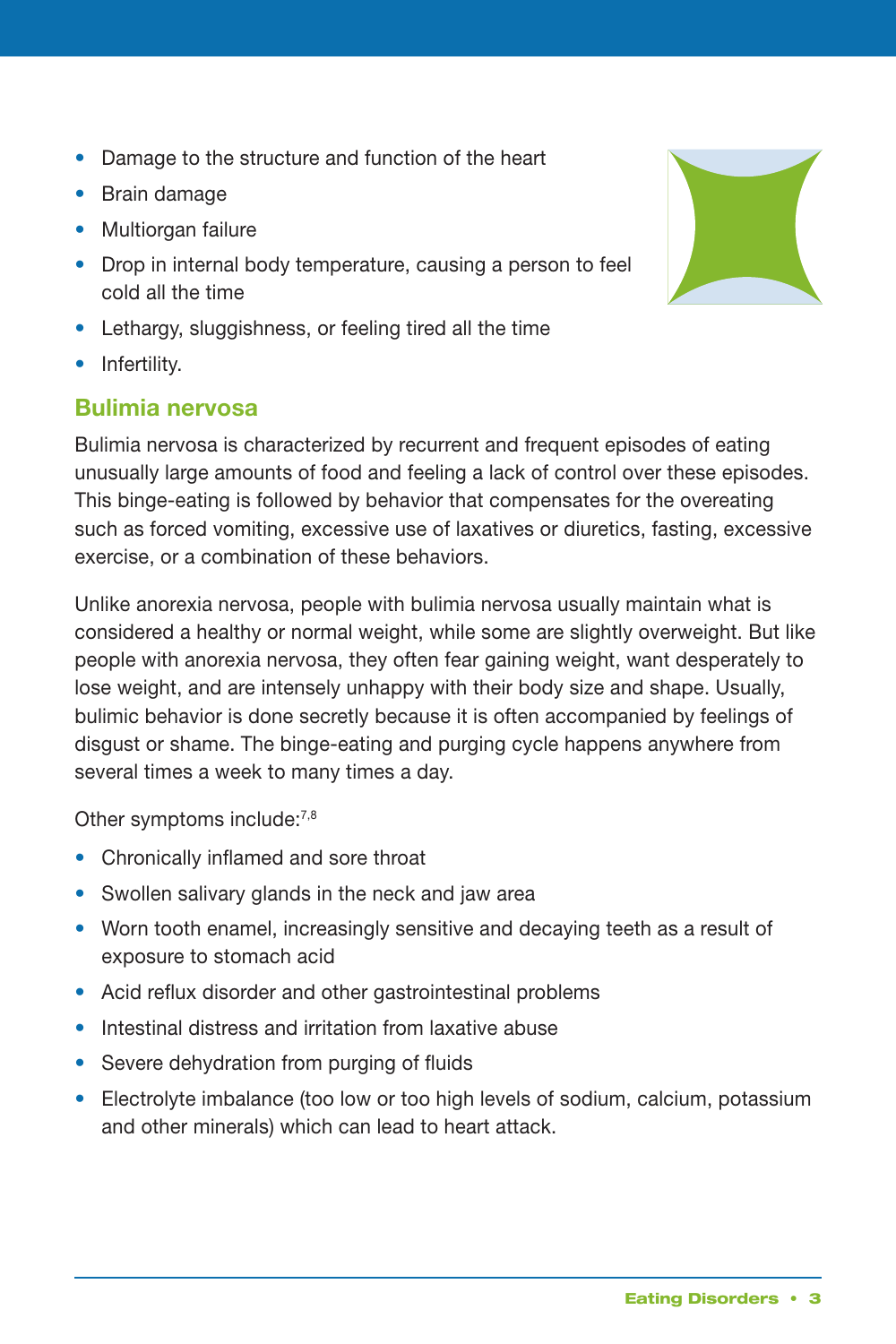- Damage to the structure and function of the heart
- Brain damage
- Multiorgan failure
- Drop in internal body temperature, causing a person to feel cold all the time
- Lethargy, sluggishness, or feeling tired all the time
- Infertility.

### Bulimia nervosa

Bulimia nervosa is characterized by recurrent and frequent episodes of eating unusually large amounts of food and feeling a lack of control over these episodes. This binge-eating is followed by behavior that compensates for the overeating such as forced vomiting, excessive use of laxatives or diuretics, fasting, excessive exercise, or a combination of these behaviors.

Unlike anorexia nervosa, people with bulimia nervosa usually maintain what is considered a healthy or normal weight, while some are slightly overweight. But like people with anorexia nervosa, they often fear gaining weight, want desperately to lose weight, and are intensely unhappy with their body size and shape. Usually, bulimic behavior is done secretly because it is often accompanied by feelings of disgust or shame. The binge-eating and purging cycle happens anywhere from several times a week to many times a day.

Other symptoms include:[7,8]

- Chronically inflamed and sore throat
- Swollen salivary glands in the neck and jaw area
- Worn tooth enamel, increasingly sensitive and decaying teeth as a result of exposure to stomach acid
- Acid reflux disorder and other gastrointestinal problems
- Intestinal distress and irritation from laxative abuse
- Severe dehydration from purging of fluids
- Electrolyte imbalance (too low or too high levels of sodium, calcium, potassium and other minerals) which can lead to heart attack.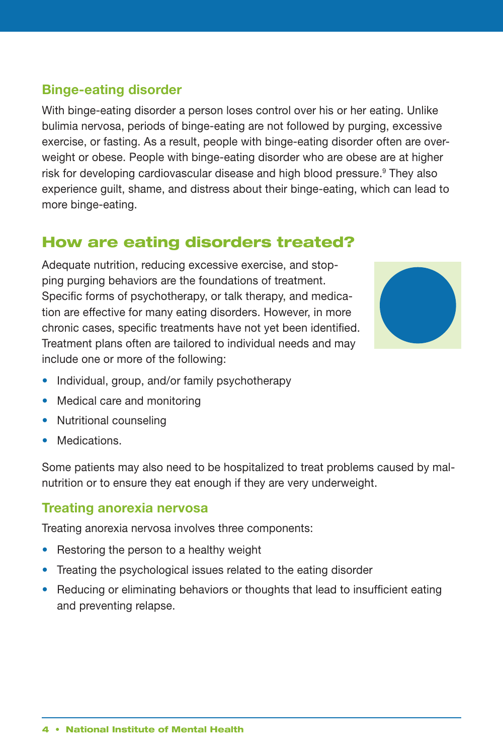### Binge-eating disorder

With binge-eating disorder a person loses control over his or her eating. Unlike bulimia nervosa, periods of binge-eating are not followed by purging, excessive exercise, or fasting. As a result, people with binge-eating disorder often are overweight or obese. People with binge-eating disorder who are obese are at higher risk for developing cardiovascular disease and high blood pressure.[9] They also experience guilt, shame, and distress about their binge-eating, which can lead to more binge-eating.

## How are eating disorders treated?

Adequate nutrition, reducing excessive exercise, and stopping purging behaviors are the foundations of treatment. Specific forms of psychotherapy, or talk therapy, and medication are effective for many eating disorders. However, in more chronic cases, specific treatments have not yet been identified. Treatment plans often are tailored to individual needs and may include one or more of the following:

- Individual, group, and/or family psychotherapy
- Medical care and monitoring
- Nutritional counseling
- Medications.

Some patients may also need to be hospitalized to treat problems caused by malnutrition or to ensure they eat enough if they are very underweight.

### Treating anorexia nervosa

Treating anorexia nervosa involves three components:

- Restoring the person to a healthy weight
- Treating the psychological issues related to the eating disorder
- Reducing or eliminating behaviors or thoughts that lead to insufficient eating and preventing relapse.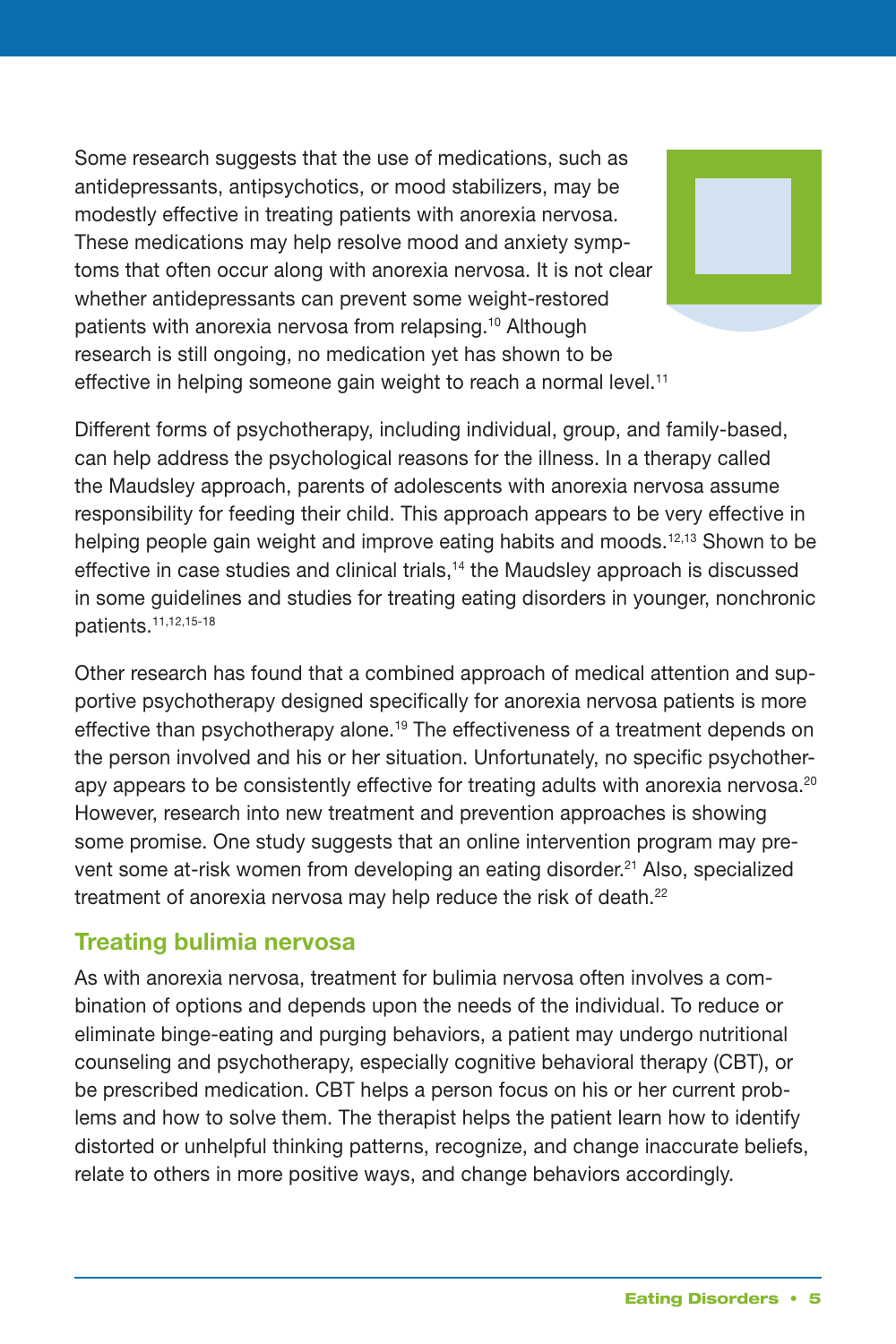Some research suggests that the use of medications, such as antidepressants, antipsychotics, or mood stabilizers, may be modestly effective in treating patients with anorexia nervosa. These medications may help resolve mood and anxiety symptoms that often occur along with anorexia nervosa. It is not clear whether antidepressants can prevent some weight-restored patients with anorexia nervosa from relapsing.[10] Although research is still ongoing, no medication yet has shown to be effective in helping someone gain weight to reach a normal level.[11]

Different forms of psychotherapy, including individual, group, and family-based, can help address the psychological reasons for the illness. In a therapy called the Maudsley approach, parents of adolescents with anorexia nervosa assume responsibility for feeding their child. This approach appears to be very effective in helping people gain weight and improve eating habits and moods.[12,13] Shown to be effective in case studies and clinical trials,[14] the Maudsley approach is discussed in some guidelines and studies for treating eating disorders in younger, nonchronic patients.[11,12,15-18]

Other research has found that a combined approach of medical attention and supportive psychotherapy designed specifically for anorexia nervosa patients is more effective than psychotherapy alone.[19] The effectiveness of a treatment depends on the person involved and his or her situation. Unfortunately, no specific psychotherapy appears to be consistently effective for treating adults with anorexia nervosa.[20] However, research into new treatment and prevention approaches is showing some promise. One study suggests that an online intervention program may prevent some at-risk women from developing an eating disorder.[21] Also, specialized treatment of anorexia nervosa may help reduce the risk of death.[22]

## Treating bulimia nervosa

As with anorexia nervosa, treatment for bulimia nervosa often involves a combination of options and depends upon the needs of the individual. To reduce or eliminate binge-eating and purging behaviors, a patient may undergo nutritional counseling and psychotherapy, especially cognitive behavioral therapy (CBT), or be prescribed medication. CBT helps a person focus on his or her current problems and how to solve them. The therapist helps the patient learn how to identify distorted or unhelpful thinking patterns, recognize, and change inaccurate beliefs, relate to others in more positive ways, and change behaviors accordingly.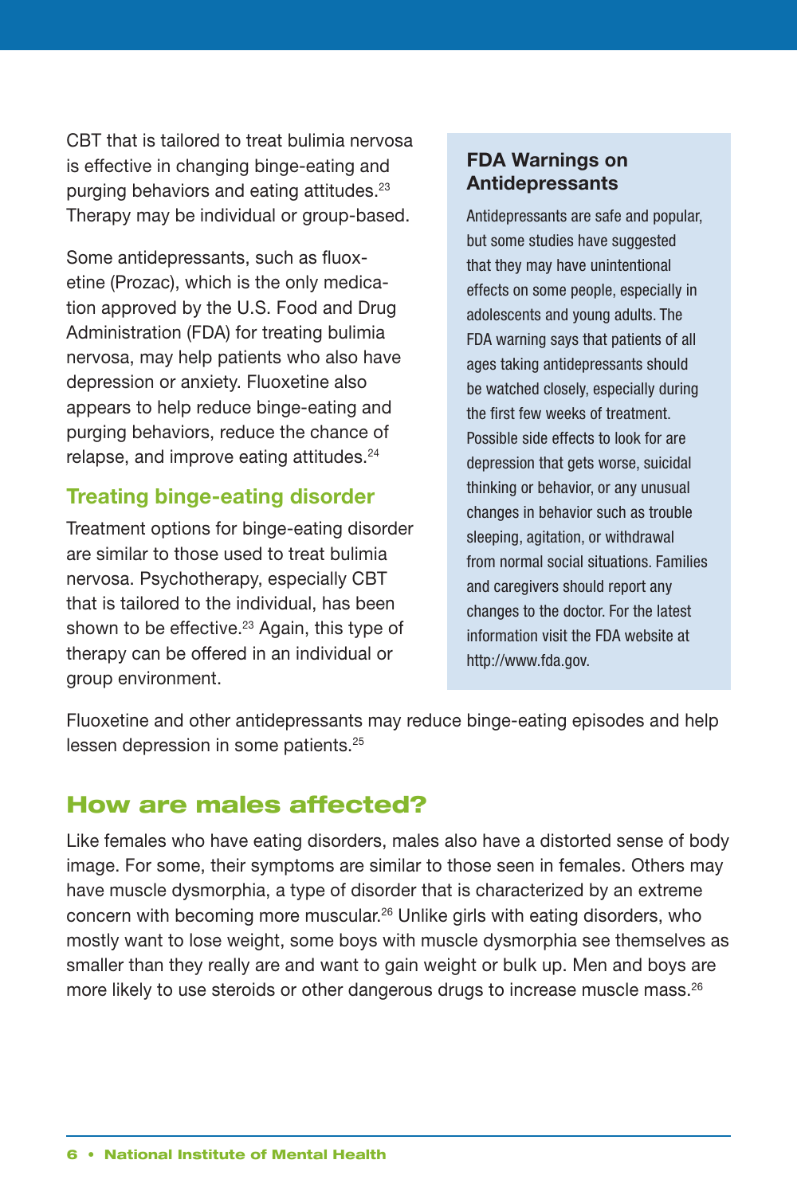CBT that is tailored to treat bulimia nervosa is effective in changing binge-eating and purging behaviors and eating attitudes.[23] Therapy may be individual or group-based.

Some antidepressants, such as fluoxetine (Prozac), which is the only medication approved by the U.S. Food and Drug Administration (FDA) for treating bulimia nervosa, may help patients who also have depression or anxiety. Fluoxetine also appears to help reduce binge-eating and purging behaviors, reduce the chance of relapse, and improve eating attitudes.[24]

### Treating binge-eating disorder

Treatment options for binge-eating disorder are similar to those used to treat bulimia nervosa. Psychotherapy, especially CBT that is tailored to the individual, has been shown to be effective.[23] Again, this type of therapy can be offered in an individual or group environment.

Fluoxetine and other antidepressants may reduce binge-eating episodes and help lessen depression in some patients.[25]

### FDA Warnings on Antidepressants

Antidepressants are safe and popular, but some studies have suggested that they may have unintentional effects on some people, especially in adolescents and young adults. The FDA warning says that patients of all ages taking antidepressants should be watched closely, especially during the first few weeks of treatment. Possible side effects to look for are depression that gets worse, suicidal thinking or behavior, or any unusual changes in behavior such as trouble sleeping, agitation, or withdrawal from normal social situations. Families and caregivers should report any changes to the doctor. For the latest information visit the FDA website at http://www.fda.gov.

## How are males affected?

Like females who have eating disorders, males also have a distorted sense of body image. For some, their symptoms are similar to those seen in females. Others may have muscle dysmorphia, a type of disorder that is characterized by an extreme concern with becoming more muscular.[26] Unlike girls with eating disorders, who mostly want to lose weight, some boys with muscle dysmorphia see themselves as smaller than they really are and want to gain weight or bulk up. Men and boys are more likely to use steroids or other dangerous drugs to increase muscle mass.[26]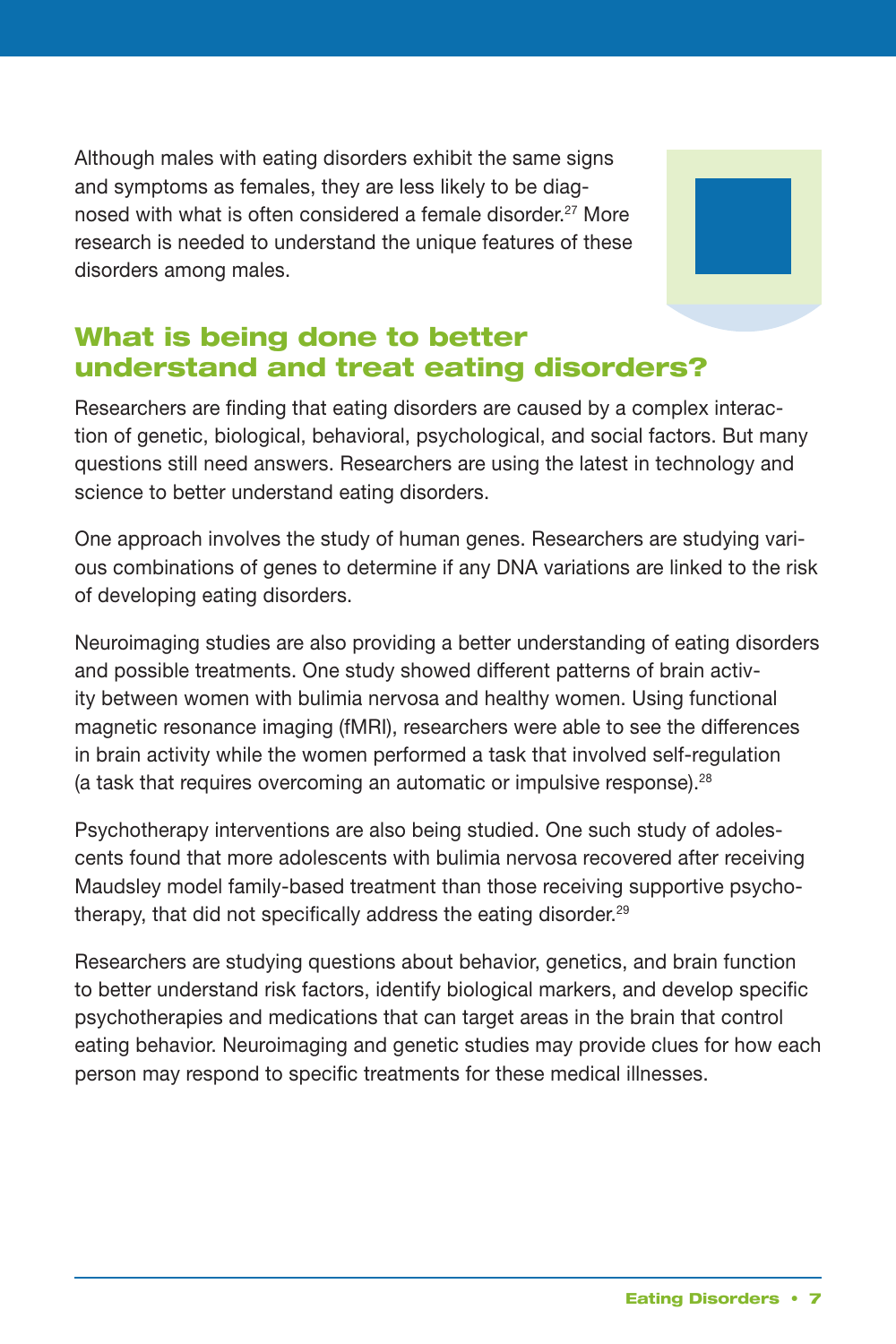Although males with eating disorders exhibit the same signs and symptoms as females, they are less likely to be diagnosed with what is often considered a female disorder.[27] More research is needed to understand the unique features of these disorders among males.

## What is being done to better understand and treat eating disorders?

Researchers are finding that eating disorders are caused by a complex interaction of genetic, biological, behavioral, psychological, and social factors. But many questions still need answers. Researchers are using the latest in technology and science to better understand eating disorders.

One approach involves the study of human genes. Researchers are studying various combinations of genes to determine if any DNA variations are linked to the risk of developing eating disorders.

Neuroimaging studies are also providing a better understanding of eating disorders and possible treatments. One study showed different patterns of brain activity between women with bulimia nervosa and healthy women. Using functional magnetic resonance imaging (fMRI), researchers were able to see the differences in brain activity while the women performed a task that involved self-regulation (a task that requires overcoming an automatic or impulsive response).[28]

Psychotherapy interventions are also being studied. One such study of adolescents found that more adolescents with bulimia nervosa recovered after receiving Maudsley model family-based treatment than those receiving supportive psychotherapy, that did not specifically address the eating disorder.[29]

Researchers are studying questions about behavior, genetics, and brain function to better understand risk factors, identify biological markers, and develop specific psychotherapies and medications that can target areas in the brain that control eating behavior. Neuroimaging and genetic studies may provide clues for how each person may respond to specific treatments for these medical illnesses.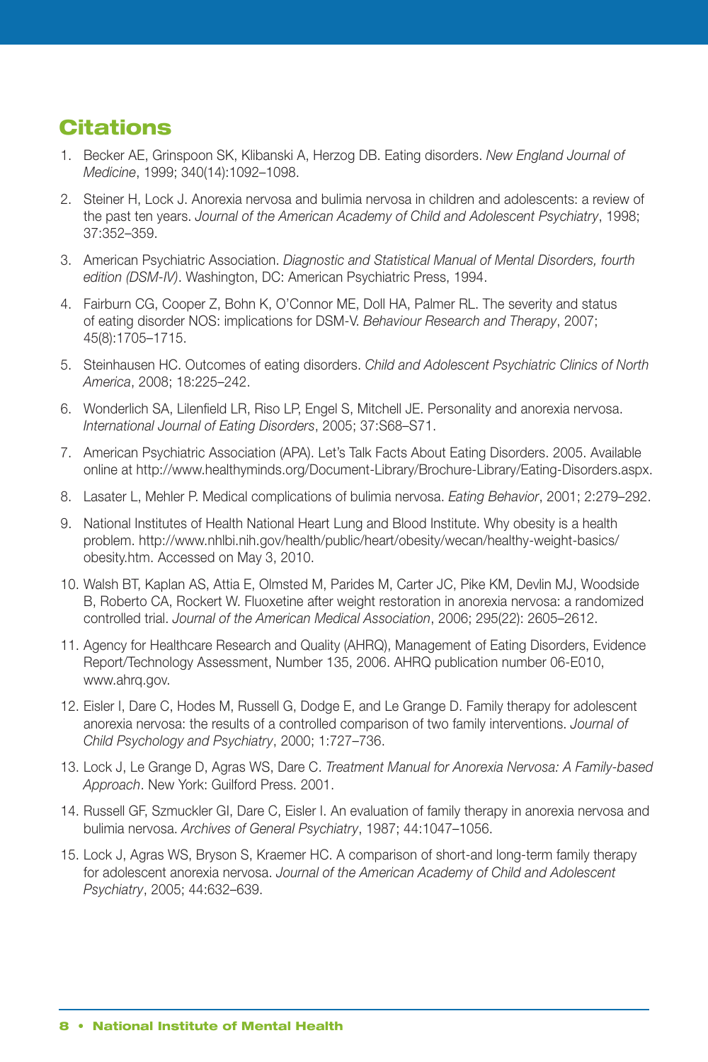## Citations

1. Becker AE, Grinspoon SK, Klibanski A, Herzog DB. Eating disorders. *New England Journal of Medicine*, 1999; 340(14):1092–1098.
2. Steiner H, Lock J. Anorexia nervosa and bulimia nervosa in children and adolescents: a review of the past ten years. *Journal of the American Academy of Child and Adolescent Psychiatry*, 1998; 37:352–359.
3. American Psychiatric Association. *Diagnostic and Statistical Manual of Mental Disorders, fourth edition (DSM-IV)*. Washington, DC: American Psychiatric Press, 1994.
4. Fairburn CG, Cooper Z, Bohn K, O'Connor ME, Doll HA, Palmer RL. The severity and status of eating disorder NOS: implications for DSM-V. *Behaviour Research and Therapy*, 2007; 45(8):1705–1715.
5. Steinhausen HC. Outcomes of eating disorders. *Child and Adolescent Psychiatric Clinics of North America*, 2008; 18:225–242.
6. Wonderlich SA, Lilenfield LR, Riso LP, Engel S, Mitchell JE. Personality and anorexia nervosa. *International Journal of Eating Disorders*, 2005; 37:S68–S71.
7. American Psychiatric Association (APA). Let's Talk Facts About Eating Disorders. 2005. Available online at http://www.healthyminds.org/Document-Library/Brochure-Library/Eating-Disorders.aspx.
8. Lasater L, Mehler P. Medical complications of bulimia nervosa. *Eating Behavior*, 2001; 2:279–292.
9. National Institutes of Health National Heart Lung and Blood Institute. Why obesity is a health problem. http://www.nhlbi.nih.gov/health/public/heart/obesity/wecan/healthy-weight-basics/obesity.htm. Accessed on May 3, 2010.
10. Walsh BT, Kaplan AS, Attia E, Olmsted M, Parides M, Carter JC, Pike KM, Devlin MJ, Woodside B, Roberto CA, Rockert W. Fluoxetine after weight restoration in anorexia nervosa: a randomized controlled trial. *Journal of the American Medical Association*, 2006; 295(22): 2605–2612.
11. Agency for Healthcare Research and Quality (AHRQ), Management of Eating Disorders, Evidence Report/Technology Assessment, Number 135, 2006. AHRQ publication number 06-E010, www.ahrq.gov.
12. Eisler I, Dare C, Hodes M, Russell G, Dodge E, and Le Grange D. Family therapy for adolescent anorexia nervosa: the results of a controlled comparison of two family interventions. *Journal of Child Psychology and Psychiatry*, 2000; 1:727–736.
13. Lock J, Le Grange D, Agras WS, Dare C. *Treatment Manual for Anorexia Nervosa: A Family-based Approach*. New York: Guilford Press. 2001.
14. Russell GF, Szmuckler GI, Dare C, Eisler I. An evaluation of family therapy in anorexia nervosa and bulimia nervosa. *Archives of General Psychiatry*, 1987; 44:1047–1056.
15. Lock J, Agras WS, Bryson S, Kraemer HC. A comparison of short-and long-term family therapy for adolescent anorexia nervosa. *Journal of the American Academy of Child and Adolescent Psychiatry*, 2005; 44:632–639.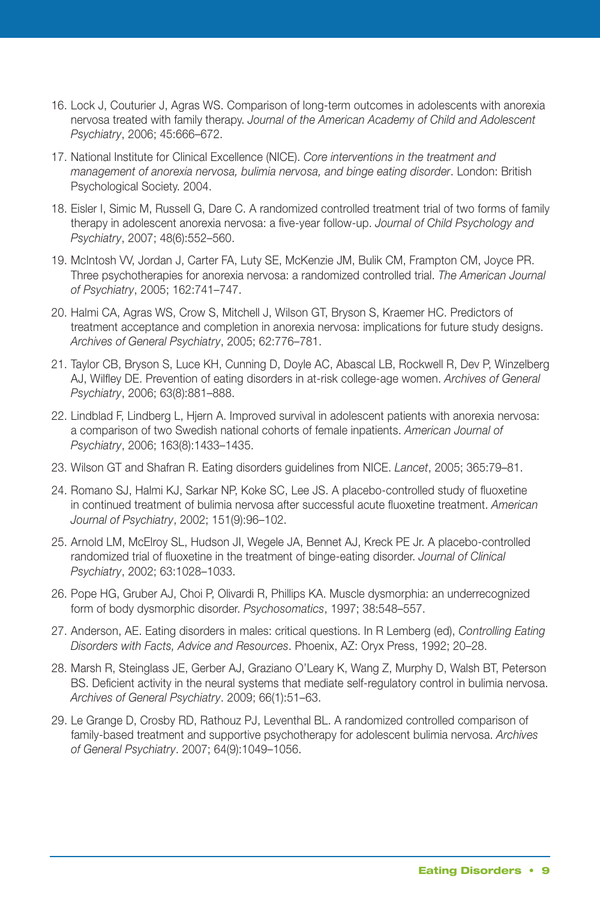16. Lock J, Couturier J, Agras WS. Comparison of long-term outcomes in adolescents with anorexia nervosa treated with family therapy. *Journal of the American Academy of Child and Adolescent Psychiatry*, 2006; 45:666–672.

17. National Institute for Clinical Excellence (NICE). *Core interventions in the treatment and management of anorexia nervosa, bulimia nervosa, and binge eating disorder*. London: British Psychological Society. 2004.

18. Eisler I, Simic M, Russell G, Dare C. A randomized controlled treatment trial of two forms of family therapy in adolescent anorexia nervosa: a five-year follow-up. *Journal of Child Psychology and Psychiatry*, 2007; 48(6):552–560.

19. McIntosh VV, Jordan J, Carter FA, Luty SE, McKenzie JM, Bulik CM, Frampton CM, Joyce PR. Three psychotherapies for anorexia nervosa: a randomized controlled trial. *The American Journal of Psychiatry*, 2005; 162:741–747.

20. Halmi CA, Agras WS, Crow S, Mitchell J, Wilson GT, Bryson S, Kraemer HC. Predictors of treatment acceptance and completion in anorexia nervosa: implications for future study designs. *Archives of General Psychiatry*, 2005; 62:776–781.

21. Taylor CB, Bryson S, Luce KH, Cunning D, Doyle AC, Abascal LB, Rockwell R, Dev P, Winzelberg AJ, Wilfley DE. Prevention of eating disorders in at-risk college-age women. *Archives of General Psychiatry*, 2006; 63(8):881–888.

22. Lindblad F, Lindberg L, Hjern A. Improved survival in adolescent patients with anorexia nervosa: a comparison of two Swedish national cohorts of female inpatients. *American Journal of Psychiatry*, 2006; 163(8):1433–1435.

23. Wilson GT and Shafran R. Eating disorders guidelines from NICE. *Lancet*, 2005; 365:79–81.

24. Romano SJ, Halmi KJ, Sarkar NP, Koke SC, Lee JS. A placebo-controlled study of fluoxetine in continued treatment of bulimia nervosa after successful acute fluoxetine treatment. *American Journal of Psychiatry*, 2002; 151(9):96–102.

25. Arnold LM, McElroy SL, Hudson JI, Wegele JA, Bennet AJ, Kreck PE Jr. A placebo-controlled randomized trial of fluoxetine in the treatment of binge-eating disorder. *Journal of Clinical Psychiatry*, 2002; 63:1028–1033.

26. Pope HG, Gruber AJ, Choi P, Olivardi R, Phillips KA. Muscle dysmorphia: an underrecognized form of body dysmorphic disorder. *Psychosomatics*, 1997; 38:548–557.

27. Anderson, AE. Eating disorders in males: critical questions. In R Lemberg (ed), *Controlling Eating Disorders with Facts, Advice and Resources*. Phoenix, AZ: Oryx Press, 1992; 20–28.

28. Marsh R, Steinglass JE, Gerber AJ, Graziano O'Leary K, Wang Z, Murphy D, Walsh BT, Peterson BS. Deficient activity in the neural systems that mediate self-regulatory control in bulimia nervosa. *Archives of General Psychiatry*. 2009; 66(1):51–63.

29. Le Grange D, Crosby RD, Rathouz PJ, Leventhal BL. A randomized controlled comparison of family-based treatment and supportive psychotherapy for adolescent bulimia nervosa. *Archives of General Psychiatry*. 2007; 64(9):1049–1056.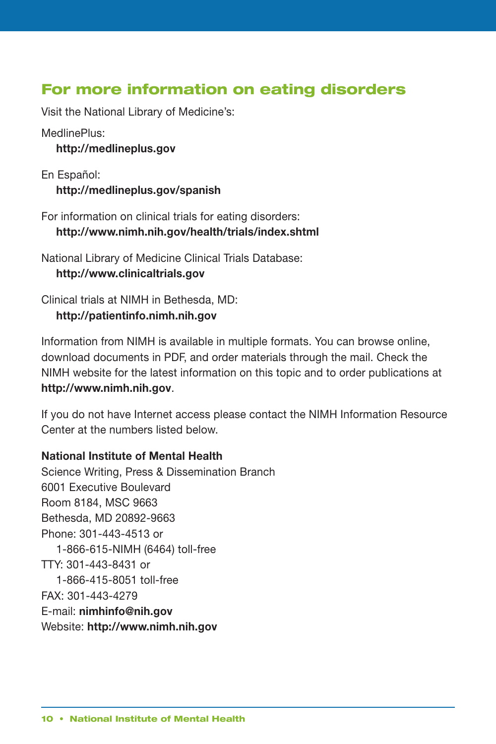## For more information on eating disorders

Visit the National Library of Medicine's:

MedlinePlus:
**http://medlineplus.gov**

En Español:
**http://medlineplus.gov/spanish**

For information on clinical trials for eating disorders:
**http://www.nimh.nih.gov/health/trials/index.shtml**

National Library of Medicine Clinical Trials Database:
**http://www.clinicaltrials.gov**

Clinical trials at NIMH in Bethesda, MD:
**http://patientinfo.nimh.nih.gov**

Information from NIMH is available in multiple formats. You can browse online, download documents in PDF, and order materials through the mail. Check the NIMH website for the latest information on this topic and to order publications at **http://www.nimh.nih.gov**.

If you do not have Internet access please contact the NIMH Information Resource Center at the numbers listed below.

**National Institute of Mental Health**
Science Writing, Press & Dissemination Branch
6001 Executive Boulevard
Room 8184, MSC 9663
Bethesda, MD 20892-9663
Phone: 301-443-4513 or
1-866-615-NIMH (6464) toll-free
TTY: 301-443-8431 or
1-866-415-8051 toll-free
FAX: 301-443-4279
E-mail: **nimhinfo@nih.gov**
Website: **http://www.nimh.nih.gov**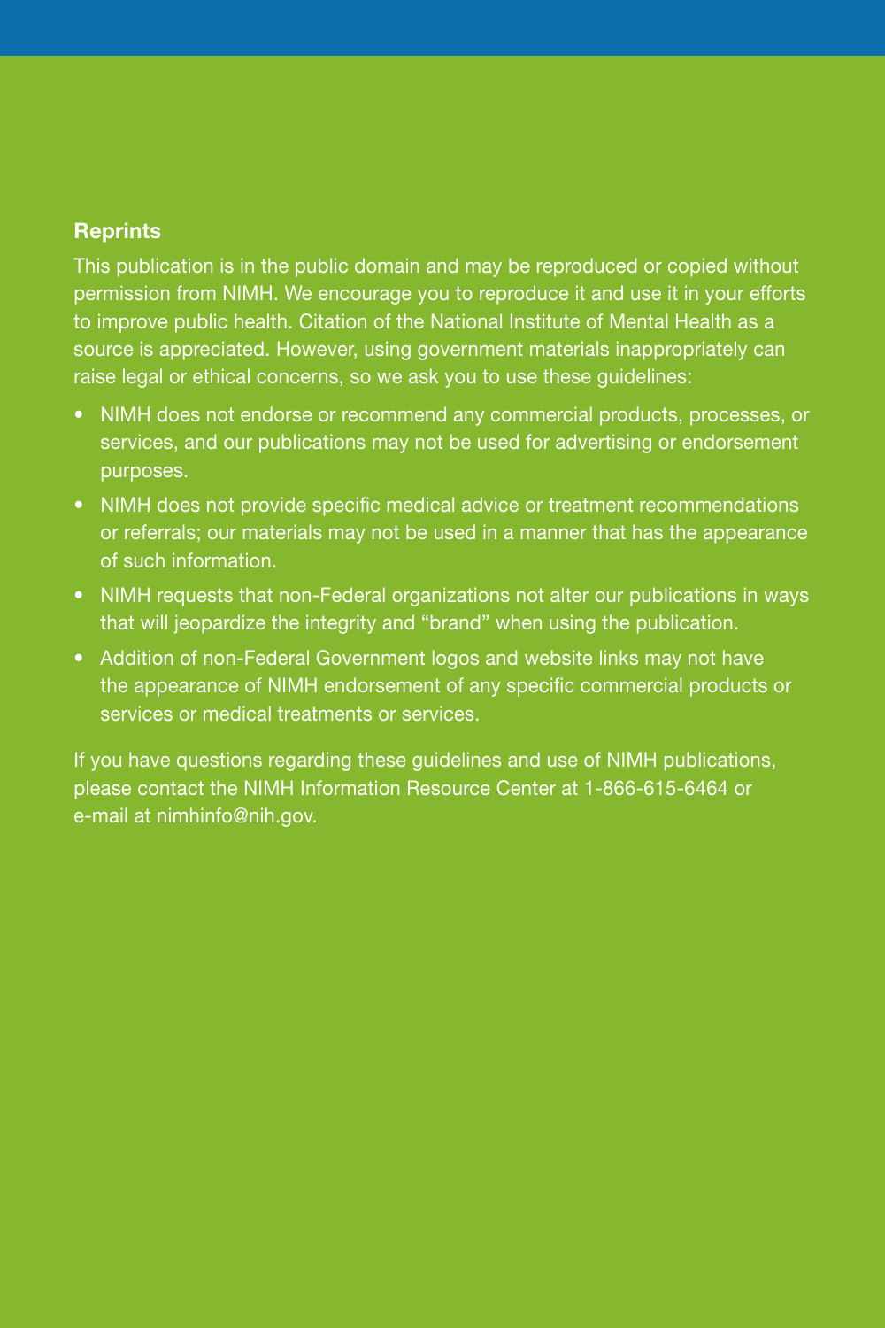## Reprints

This publication is in the public domain and may be reproduced or copied without permission from NIMH. We encourage you to reproduce it and use it in your efforts to improve public health. Citation of the National Institute of Mental Health as a source is appreciated. However, using government materials inappropriately can raise legal or ethical concerns, so we ask you to use these guidelines:

- NIMH does not endorse or recommend any commercial products, processes, or services, and our publications may not be used for advertising or endorsement purposes.
- NIMH does not provide specific medical advice or treatment recommendations or referrals; our materials may not be used in a manner that has the appearance of such information.
- NIMH requests that non-Federal organizations not alter our publications in ways that will jeopardize the integrity and "brand" when using the publication.
- Addition of non-Federal Government logos and website links may not have the appearance of NIMH endorsement of any specific commercial products or services or medical treatments or services.

If you have questions regarding these guidelines and use of NIMH publications, please contact the NIMH Information Resource Center at 1-866-615-6464 or e-mail at nimhinfo@nih.gov.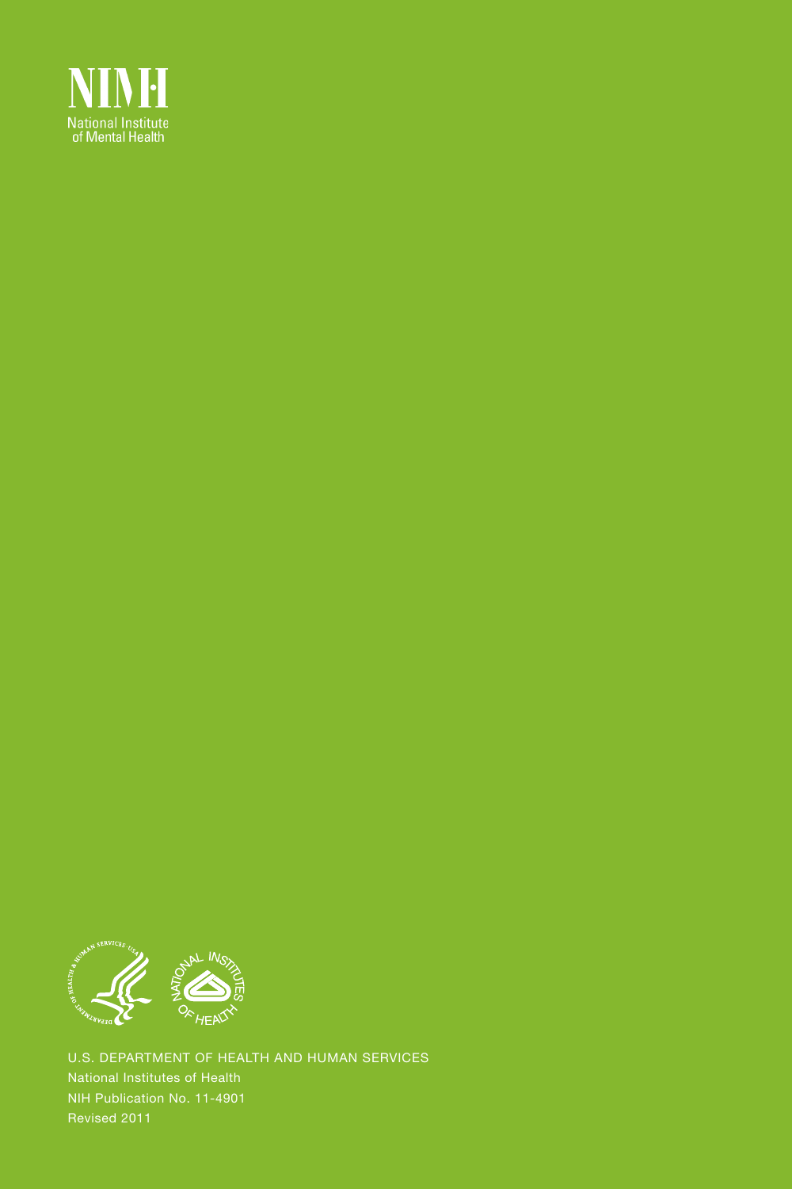NIMH

National Institute of Mental Health

U.S. DEPARTMENT OF HEALTH AND HUMAN SERVICES

National Institutes of Health

NIH Publication No. 11-4901

Revised 2011